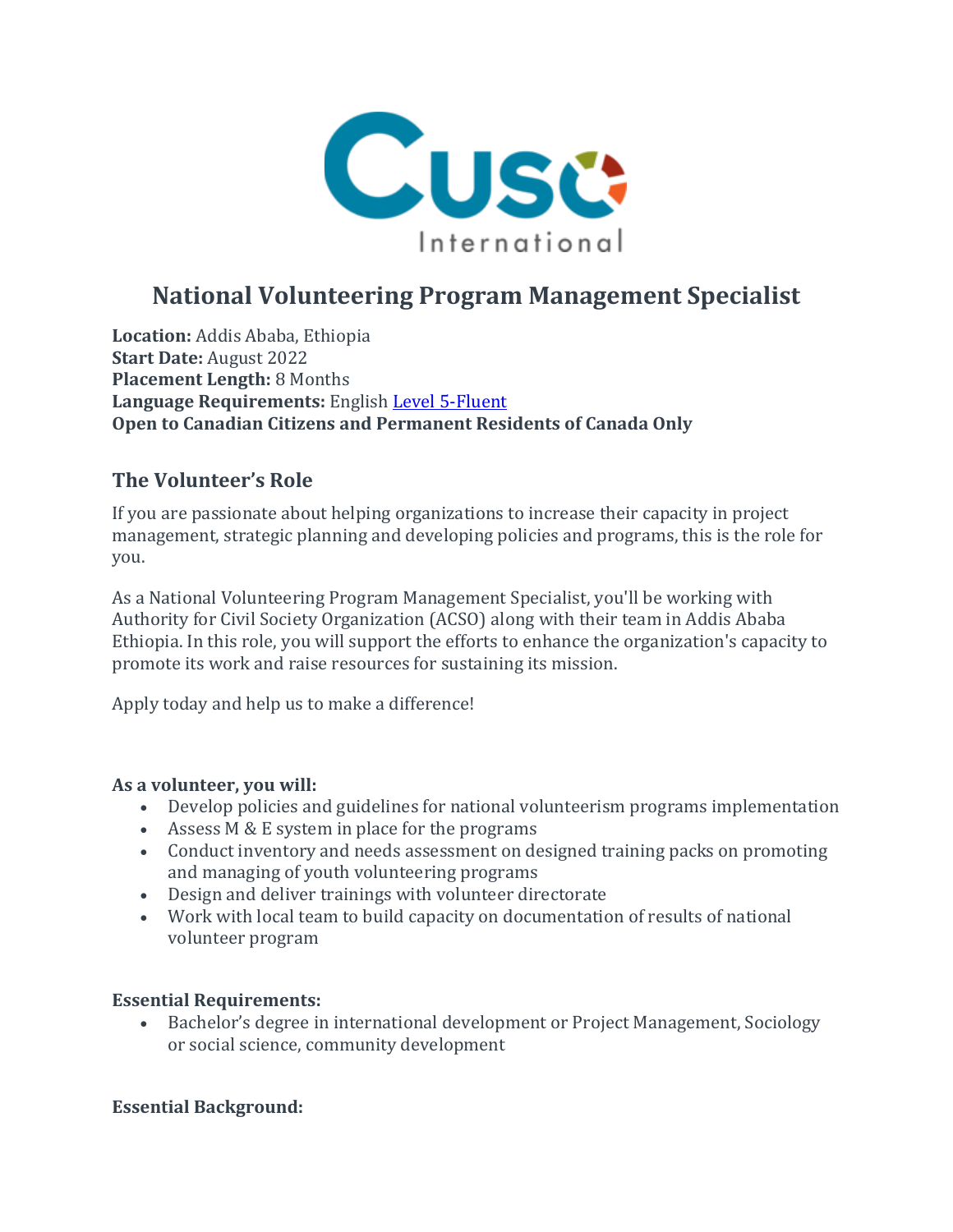# National Volunteering Program Management Specialist

**Location:** Addis Ababa, Ethiopia
**Start Date:** August 2022
**Placement Length:** 8 Months
**Language Requirements:** English Level 5-Fluent
**Open to Canadian Citizens and Permanent Residents of Canada Only**

## The Volunteer's Role

If you are passionate about helping organizations to increase their capacity in project management, strategic planning and developing policies and programs, this is the role for you.

As a National Volunteering Program Management Specialist, you'll be working with Authority for Civil Society Organization (ACSO) along with their team in Addis Ababa Ethiopia. In this role, you will support the efforts to enhance the organization's capacity to promote its work and raise resources for sustaining its mission.

Apply today and help us to make a difference!

**As a volunteer, you will:**

- Develop policies and guidelines for national volunteerism programs implementation
- Assess M & E system in place for the programs
- Conduct inventory and needs assessment on designed training packs on promoting and managing of youth volunteering programs
- Design and deliver trainings with volunteer directorate
- Work with local team to build capacity on documentation of results of national volunteer program

**Essential Requirements:**

- Bachelor's degree in international development or Project Management, Sociology or social science, community development

**Essential Background:**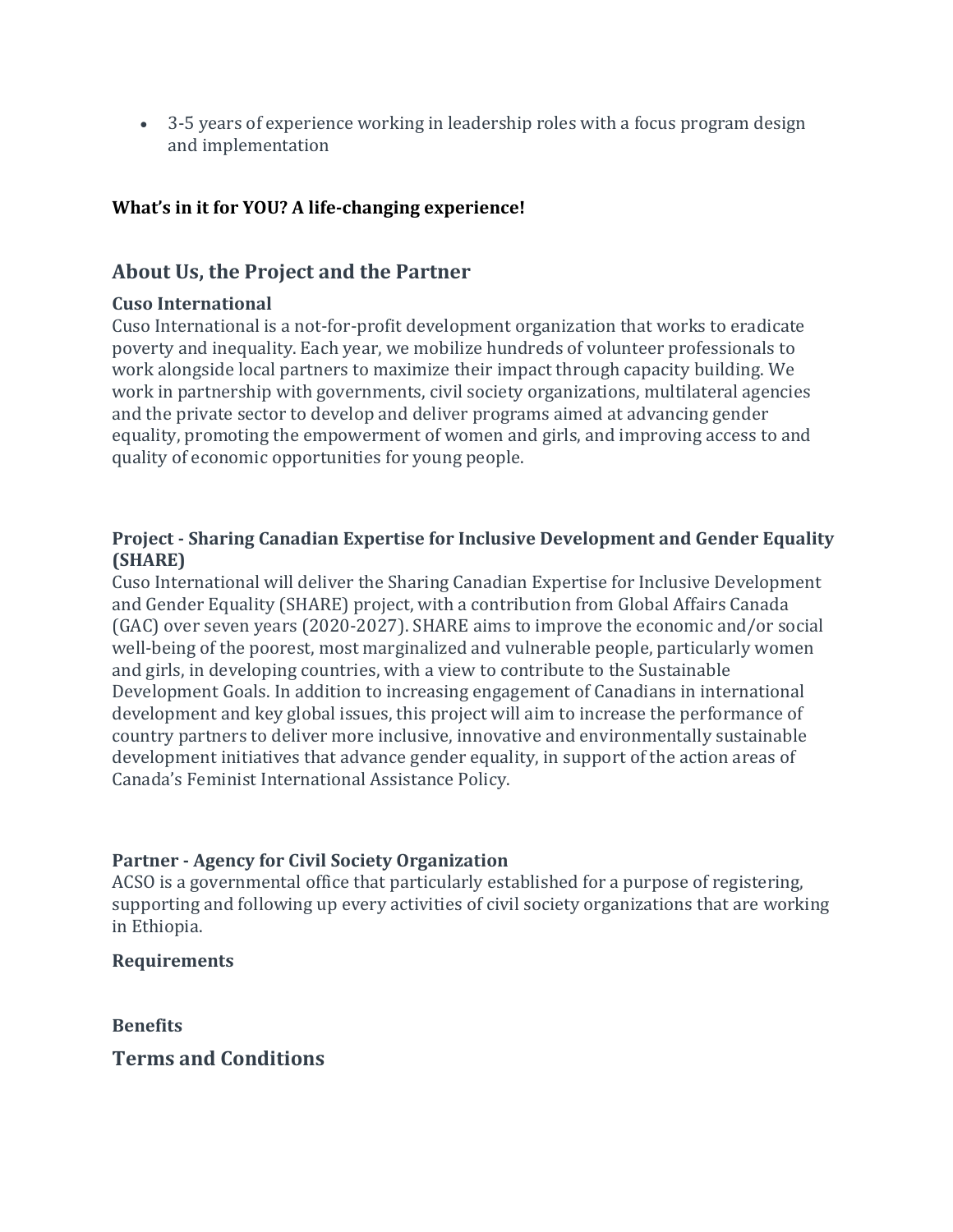- 3-5 years of experience working in leadership roles with a focus program design and implementation

**What's in it for YOU? A life-changing experience!**

## About Us, the Project and the Partner

### Cuso International

Cuso International is a not-for-profit development organization that works to eradicate poverty and inequality. Each year, we mobilize hundreds of volunteer professionals to work alongside local partners to maximize their impact through capacity building. We work in partnership with governments, civil society organizations, multilateral agencies and the private sector to develop and deliver programs aimed at advancing gender equality, promoting the empowerment of women and girls, and improving access to and quality of economic opportunities for young people.

### Project - Sharing Canadian Expertise for Inclusive Development and Gender Equality (SHARE)

Cuso International will deliver the Sharing Canadian Expertise for Inclusive Development and Gender Equality (SHARE) project, with a contribution from Global Affairs Canada (GAC) over seven years (2020-2027). SHARE aims to improve the economic and/or social well-being of the poorest, most marginalized and vulnerable people, particularly women and girls, in developing countries, with a view to contribute to the Sustainable Development Goals. In addition to increasing engagement of Canadians in international development and key global issues, this project will aim to increase the performance of country partners to deliver more inclusive, innovative and environmentally sustainable development initiatives that advance gender equality, in support of the action areas of Canada's Feminist International Assistance Policy.

### Partner - Agency for Civil Society Organization

ACSO is a governmental office that particularly established for a purpose of registering, supporting and following up every activities of civil society organizations that are working in Ethiopia.

### Requirements

### Benefits

## Terms and Conditions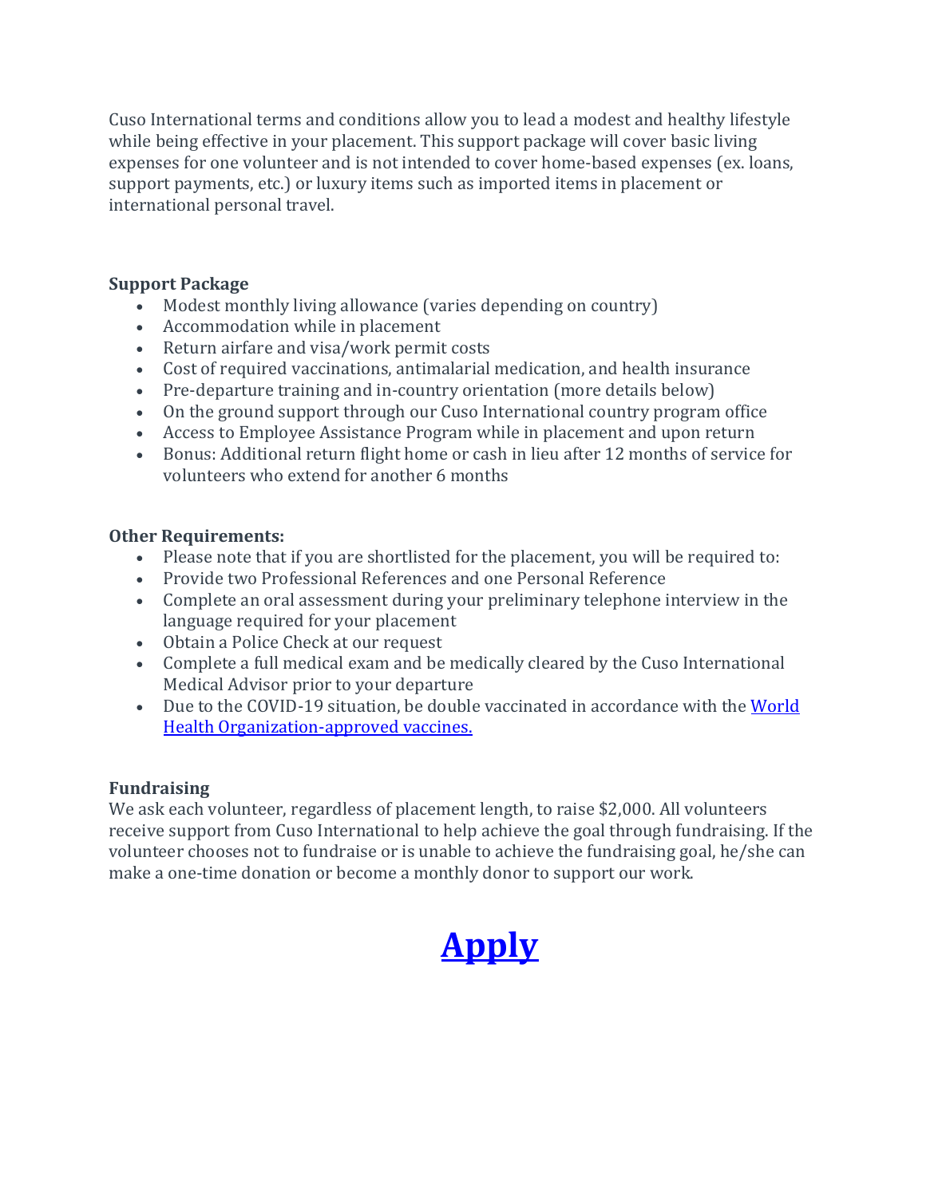Cuso International terms and conditions allow you to lead a modest and healthy lifestyle while being effective in your placement. This support package will cover basic living expenses for one volunteer and is not intended to cover home-based expenses (ex. loans, support payments, etc.) or luxury items such as imported items in placement or international personal travel.

**Support Package**

- Modest monthly living allowance (varies depending on country)
- Accommodation while in placement
- Return airfare and visa/work permit costs
- Cost of required vaccinations, antimalarial medication, and health insurance
- Pre-departure training and in-country orientation (more details below)
- On the ground support through our Cuso International country program office
- Access to Employee Assistance Program while in placement and upon return
- Bonus: Additional return flight home or cash in lieu after 12 months of service for volunteers who extend for another 6 months

**Other Requirements:**

- Please note that if you are shortlisted for the placement, you will be required to:
- Provide two Professional References and one Personal Reference
- Complete an oral assessment during your preliminary telephone interview in the language required for your placement
- Obtain a Police Check at our request
- Complete a full medical exam and be medically cleared by the Cuso International Medical Advisor prior to your departure
- Due to the COVID-19 situation, be double vaccinated in accordance with the [World Health Organization-approved vaccines.]()

**Fundraising**

We ask each volunteer, regardless of placement length, to raise $2,000. All volunteers receive support from Cuso International to help achieve the goal through fundraising. If the volunteer chooses not to fundraise or is unable to achieve the fundraising goal, he/she can make a one-time donation or become a monthly donor to support our work.

# [Apply]()